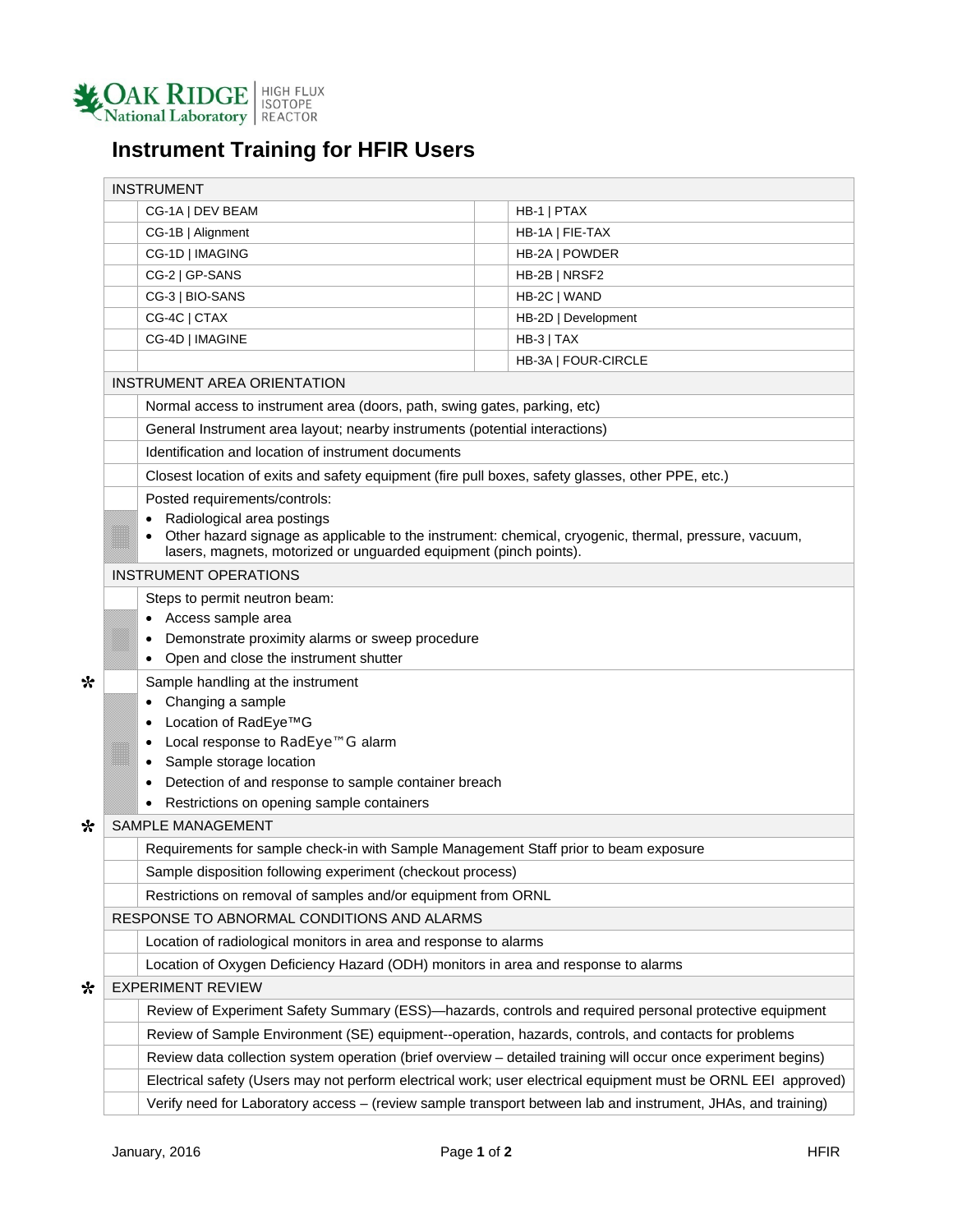Oak Ridge National Laboratory | HIGH FLUX ISOTOPE REACTOR

# Instrument Training for HFIR Users

| INSTRUMENT | | | |
|---|---|---|---|
| | CG-1A \| DEV BEAM | | HB-1 \| PTAX |
| | CG-1B \| Alignment | | HB-1A \| FIE-TAX |
| | CG-1D \| IMAGING | | HB-2A \| POWDER |
| | CG-2 \| GP-SANS | | HB-2B \| NRSF2 |
| | CG-3 \| BIO-SANS | | HB-2C \| WAND |
| | CG-4C \| CTAX | | HB-2D \| Development |
| | CG-4D \| IMAGINE | | HB-3 \| TAX |
| | | | HB-3A \| FOUR-CIRCLE |

| | INSTRUMENT AREA ORIENTATION |
|---|---|
| | Normal access to instrument area (doors, path, swing gates, parking, etc) |
| | General Instrument area layout; nearby instruments (potential interactions) |
| | Identification and location of instrument documents |
| | Closest location of exits and safety equipment (fire pull boxes, safety glasses, other PPE, etc.) |
| | Posted requirements/controls:<br>• Radiological area postings<br>• Other hazard signage as applicable to the instrument: chemical, cryogenic, thermal, pressure, vacuum, lasers, magnets, motorized or unguarded equipment (pinch points). |
| | **INSTRUMENT OPERATIONS** |
| | Steps to permit neutron beam:<br>• Access sample area<br>• Demonstrate proximity alarms or sweep procedure<br>• Open and close the instrument shutter |
| * | Sample handling at the instrument<br>• Changing a sample<br>• Location of RadEye™G<br>• Local response to RadEye™G alarm<br>• Sample storage location<br>• Detection of and response to sample container breach<br>• Restrictions on opening sample containers |
| * | **SAMPLE MANAGEMENT** |
| | Requirements for sample check-in with Sample Management Staff prior to beam exposure |
| | Sample disposition following experiment (checkout process) |
| | Restrictions on removal of samples and/or equipment from ORNL |
| | **RESPONSE TO ABNORMAL CONDITIONS AND ALARMS** |
| | Location of radiological monitors in area and response to alarms |
| | Location of Oxygen Deficiency Hazard (ODH) monitors in area and response to alarms |
| * | **EXPERIMENT REVIEW** |
| | Review of Experiment Safety Summary (ESS)—hazards, controls and required personal protective equipment |
| | Review of Sample Environment (SE) equipment--operation, hazards, controls, and contacts for problems |
| | Review data collection system operation (brief overview – detailed training will occur once experiment begins) |
| | Electrical safety (Users may not perform electrical work; user electrical equipment must be ORNL EEI approved) |
| | Verify need for Laboratory access – (review sample transport between lab and instrument, JHAs, and training) |

January, 2016 HFIR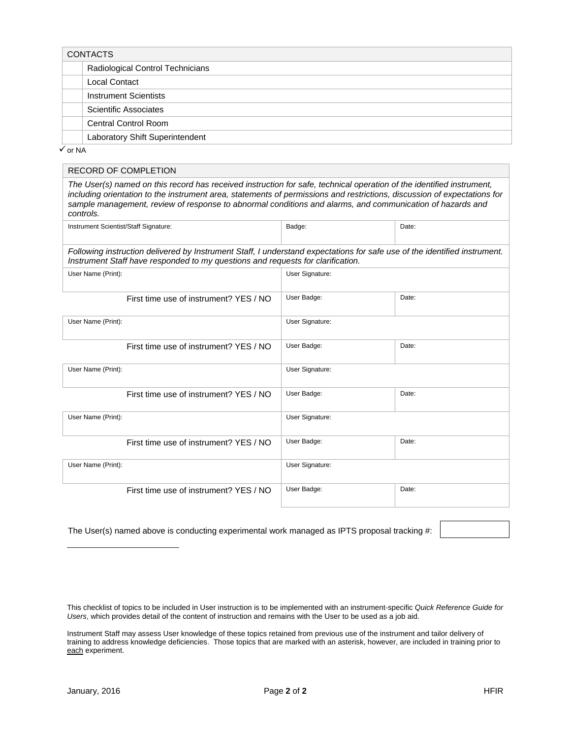| | CONTACTS |
| --- | --- |
| | Radiological Control Technicians |
| | Local Contact |
| | Instrument Scientists |
| | Scientific Associates |
| | Central Control Room |
| | Laboratory Shift Superintendent |

✓ or NA

| RECORD OF COMPLETION | | |
| --- | --- | --- |
| *The User(s) named on this record has received instruction for safe, technical operation of the identified instrument, including orientation to the instrument area, statements of permissions and restrictions, discussion of expectations for sample management, review of response to abnormal conditions and alarms, and communication of hazards and controls.* | | |
| Instrument Scientist/Staff Signature: | Badge: | Date: |
| *Following instruction delivered by Instrument Staff, I understand expectations for safe use of the identified instrument. Instrument Staff have responded to my questions and requests for clarification.* | | |
| User Name (Print): | User Signature: | |
| First time use of instrument? YES / NO | User Badge: | Date: |
| User Name (Print): | User Signature: | |
| First time use of instrument? YES / NO | User Badge: | Date: |
| User Name (Print): | User Signature: | |
| First time use of instrument? YES / NO | User Badge: | Date: |
| User Name (Print): | User Signature: | |
| First time use of instrument? YES / NO | User Badge: | Date: |
| User Name (Print): | User Signature: | |
| First time use of instrument? YES / NO | User Badge: | Date: |

The User(s) named above is conducting experimental work managed as IPTS proposal tracking #: ______

---

This checklist of topics to be included in User instruction is to be implemented with an instrument-specific *Quick Reference Guide for Users*, which provides detail of the content of instruction and remains with the User to be used as a job aid.

Instrument Staff may assess User knowledge of these topics retained from previous use of the instrument and tailor delivery of training to address knowledge deficiencies. Those topics that are marked with an asterisk, however, are included in training prior to each experiment.